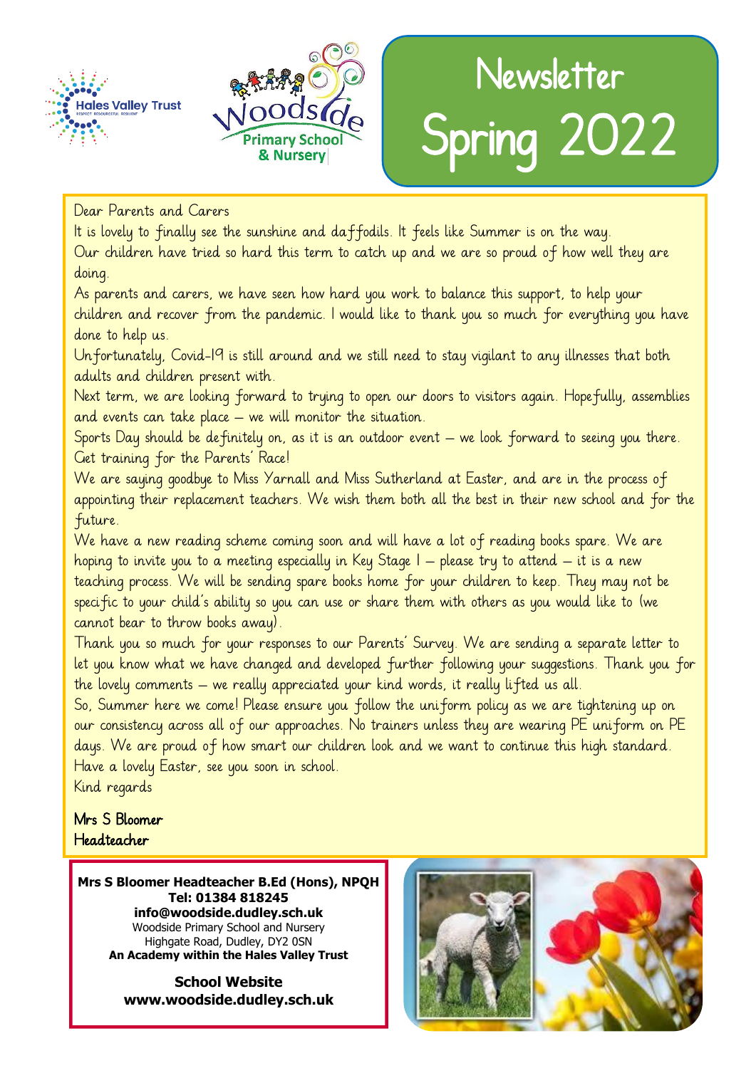Hales Valley Trust

Woodside Primary School & Nursery

# Newsletter Spring 2022

Dear Parents and Carers

It is lovely to finally see the sunshine and daffodils. It feels like Summer is on the way.

Our children have tried so hard this term to catch up and we are so proud of how well they are doing.

As parents and carers, we have seen how hard you work to balance this support, to help your children and recover from the pandemic. I would like to thank you so much for everything you have done to help us.

Unfortunately, Covid-19 is still around and we still need to stay vigilant to any illnesses that both adults and children present with.

Next term, we are looking forward to trying to open our doors to visitors again. Hopefully, assemblies and events can take place – we will monitor the situation.

Sports Day should be definitely on, as it is an outdoor event – we look forward to seeing you there. Get training for the Parents' Race!

We are saying goodbye to Miss Yarnall and Miss Sutherland at Easter, and are in the process of appointing their replacement teachers. We wish them both all the best in their new school and for the future.

We have a new reading scheme coming soon and will have a lot of reading books spare. We are hoping to invite you to a meeting especially in Key Stage 1 – please try to attend – it is a new teaching process. We will be sending spare books home for your children to keep. They may not be specific to your child's ability so you can use or share them with others as you would like to (we cannot bear to throw books away).

Thank you so much for your responses to our Parents' Survey. We are sending a separate letter to let you know what we have changed and developed further following your suggestions. Thank you for the lovely comments – we really appreciated your kind words, it really lifted us all.

So, Summer here we come! Please ensure you follow the uniform policy as we are tightening up on our consistency across all of our approaches. No trainers unless they are wearing PE uniform on PE days. We are proud of how smart our children look and we want to continue this high standard.

Have a lovely Easter, see you soon in school.

Kind regards

Mrs S Bloomer
Headteacher

**Mrs S Bloomer Headteacher B.Ed (Hons), NPQH**
**Tel: 01384 818245**
**info@woodside.dudley.sch.uk**
Woodside Primary School and Nursery
Highgate Road, Dudley, DY2 0SN
**An Academy within the Hales Valley Trust**

**School Website**
**www.woodside.dudley.sch.uk**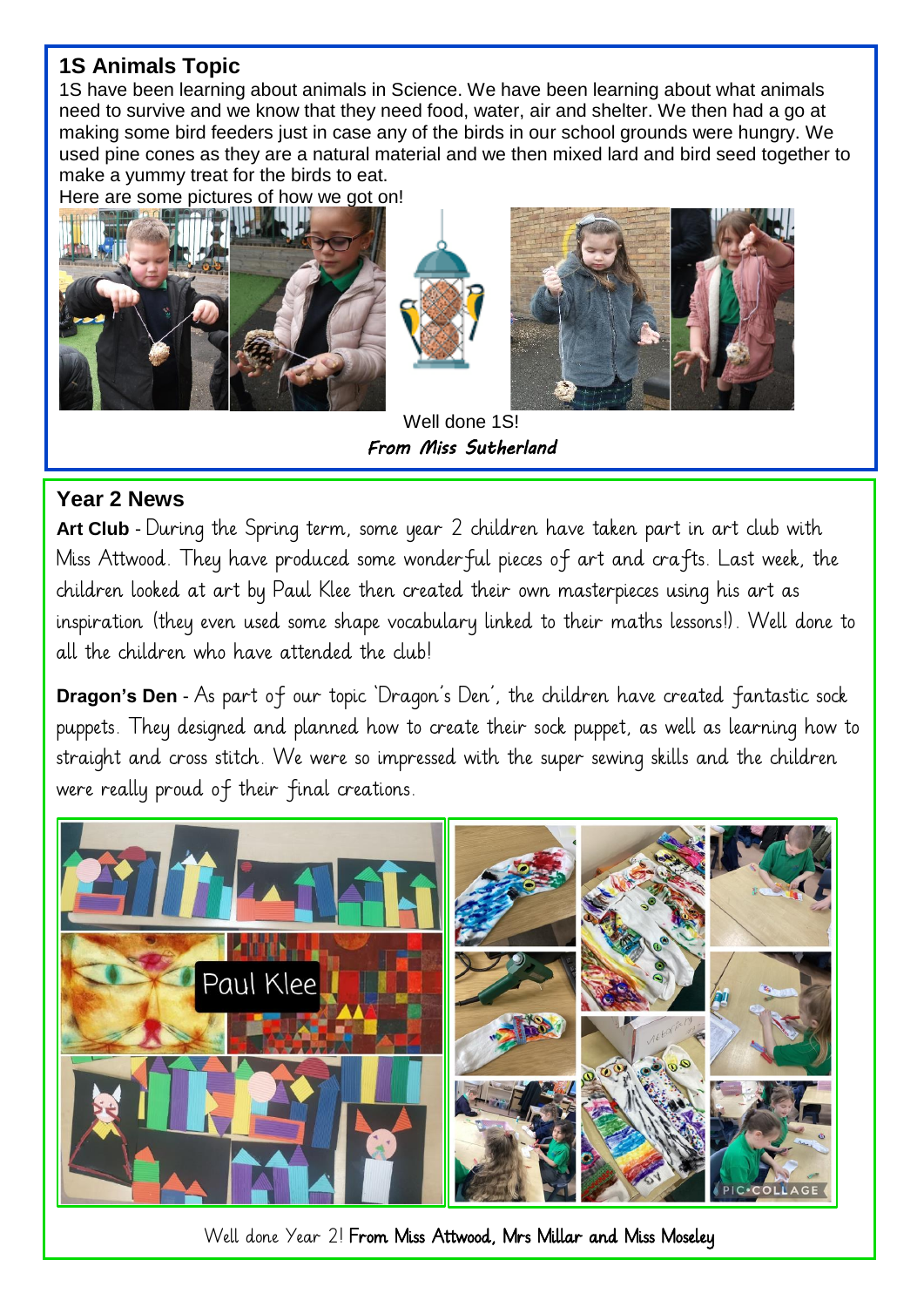## 1S Animals Topic

1S have been learning about animals in Science. We have been learning about what animals need to survive and we know that they need food, water, air and shelter. We then had a go at making some bird feeders just in case any of the birds in our school grounds were hungry. We used pine cones as they are a natural material and we then mixed lard and bird seed together to make a yummy treat for the birds to eat.

Here are some pictures of how we got on!

Well done 1S!

***From Miss Sutherland***

## Year 2 News

**Art Club** - During the Spring term, some year 2 children have taken part in art club with Miss Attwood. They have produced some wonderful pieces of art and crafts. Last week, the children looked at art by Paul Klee then created their own masterpieces using his art as inspiration (they even used some shape vocabulary linked to their maths lessons!). Well done to all the children who have attended the club!

**Dragon's Den** - As part of our topic 'Dragon's Den', the children have created fantastic sock puppets. They designed and planned how to create their sock puppet, as well as learning how to straight and cross stitch. We were so impressed with the super sewing skills and the children were really proud of their final creations.

Well done Year 2! **From Miss Attwood, Mrs Millar and Miss Moseley**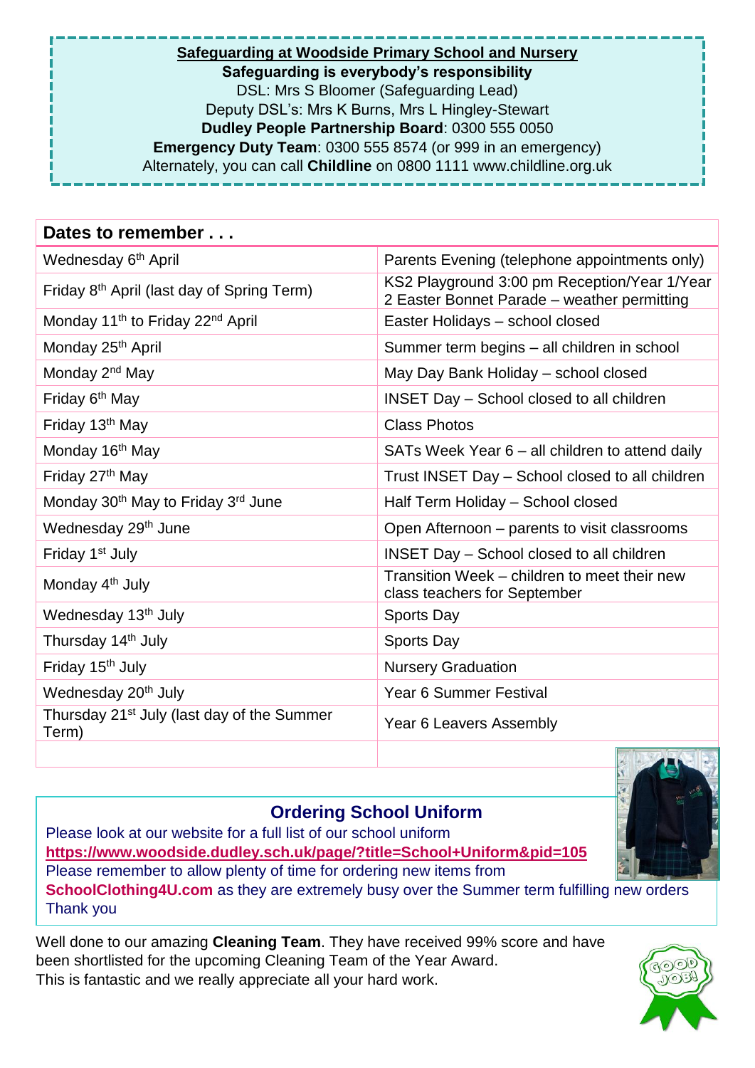**Safeguarding at Woodside Primary School and Nursery**

**Safeguarding is everybody's responsibility**

DSL: Mrs S Bloomer (Safeguarding Lead)

Deputy DSL's: Mrs K Burns, Mrs L Hingley-Stewart

**Dudley People Partnership Board**: 0300 555 0050

**Emergency Duty Team**: 0300 555 8574 (or 999 in an emergency)

Alternately, you can call **Childline** on 0800 1111 www.childline.org.uk

| **Dates to remember . . .** | |
|---|---|
| Wednesday 6th April | Parents Evening (telephone appointments only) |
| Friday 8th April (last day of Spring Term) | KS2 Playground 3:00 pm Reception/Year 1/Year 2 Easter Bonnet Parade – weather permitting |
| Monday 11th to Friday 22nd April | Easter Holidays – school closed |
| Monday 25th April | Summer term begins – all children in school |
| Monday 2nd May | May Day Bank Holiday – school closed |
| Friday 6th May | INSET Day – School closed to all children |
| Friday 13th May | Class Photos |
| Monday 16th May | SATs Week Year 6 – all children to attend daily |
| Friday 27th May | Trust INSET Day – School closed to all children |
| Monday 30th May to Friday 3rd June | Half Term Holiday – School closed |
| Wednesday 29th June | Open Afternoon – parents to visit classrooms |
| Friday 1st July | INSET Day – School closed to all children |
| Monday 4th July | Transition Week – children to meet their new class teachers for September |
| Wednesday 13th July | Sports Day |
| Thursday 14th July | Sports Day |
| Friday 15th July | Nursery Graduation |
| Wednesday 20th July | Year 6 Summer Festival |
| Thursday 21st July (last day of the Summer Term) | Year 6 Leavers Assembly |
| | |

## Ordering School Uniform

Please look at our website for a full list of our school uniform

**https://www.woodside.dudley.sch.uk/page/?title=School+Uniform&pid=105**

Please remember to allow plenty of time for ordering new items from **SchoolClothing4U.com** as they are extremely busy over the Summer term fulfilling new orders

Thank you

Well done to our amazing **Cleaning Team**. They have received 99% score and have been shortlisted for the upcoming Cleaning Team of the Year Award.

This is fantastic and we really appreciate all your hard work.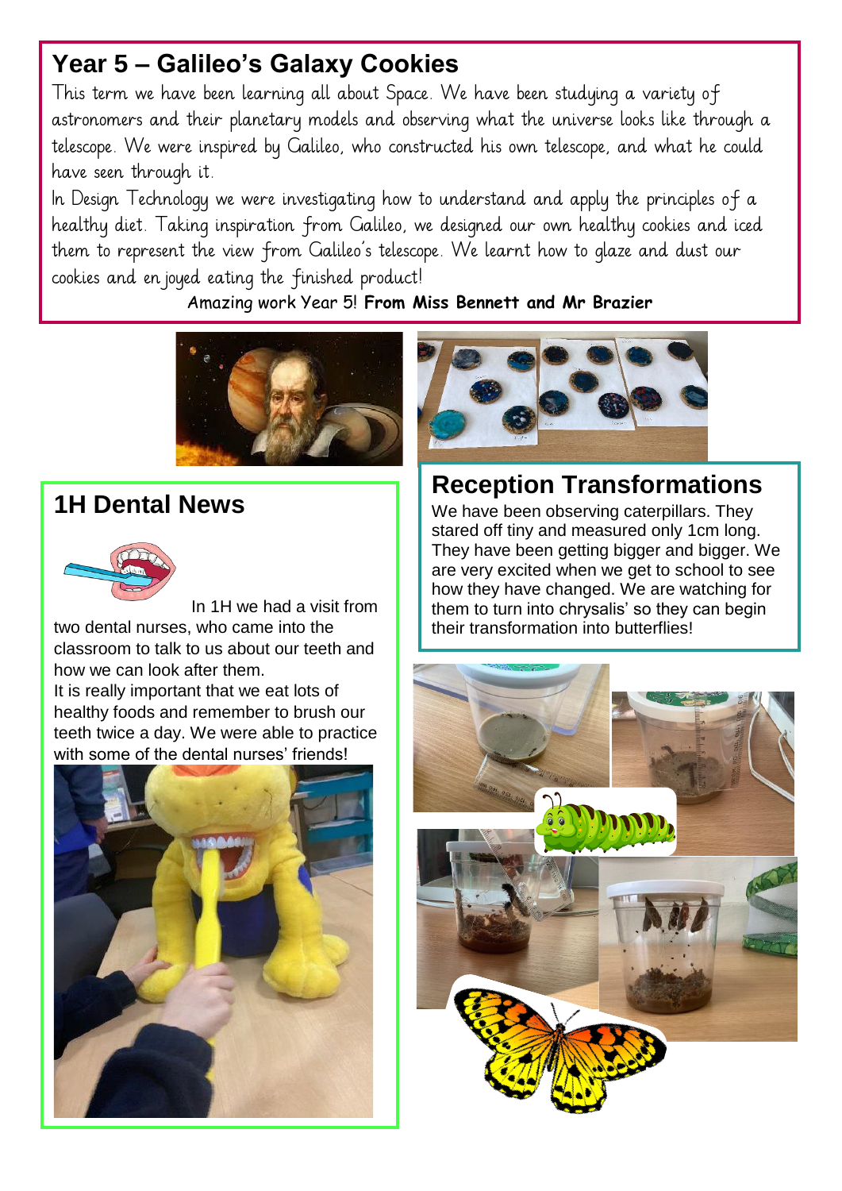## Year 5 – Galileo's Galaxy Cookies

This term we have been learning all about Space. We have been studying a variety of astronomers and their planetary models and observing what the universe looks like through a telescope. We were inspired by Galileo, who constructed his own telescope, and what he could have seen through it.

In Design Technology we were investigating how to understand and apply the principles of a healthy diet. Taking inspiration from Galileo, we designed our own healthy cookies and iced them to represent the view from Galileo's telescope. We learnt how to glaze and dust our cookies and enjoyed eating the finished product!

Amazing work Year 5! **From Miss Bennett and Mr Brazier**

## 1H Dental News

In 1H we had a visit from two dental nurses, who came into the classroom to talk to us about our teeth and how we can look after them.

It is really important that we eat lots of healthy foods and remember to brush our teeth twice a day. We were able to practice with some of the dental nurses' friends!

## Reception Transformations

We have been observing caterpillars. They stared off tiny and measured only 1cm long. They have been getting bigger and bigger. We are very excited when we get to school to see how they have changed. We are watching for them to turn into chrysalis' so they can begin their transformation into butterflies!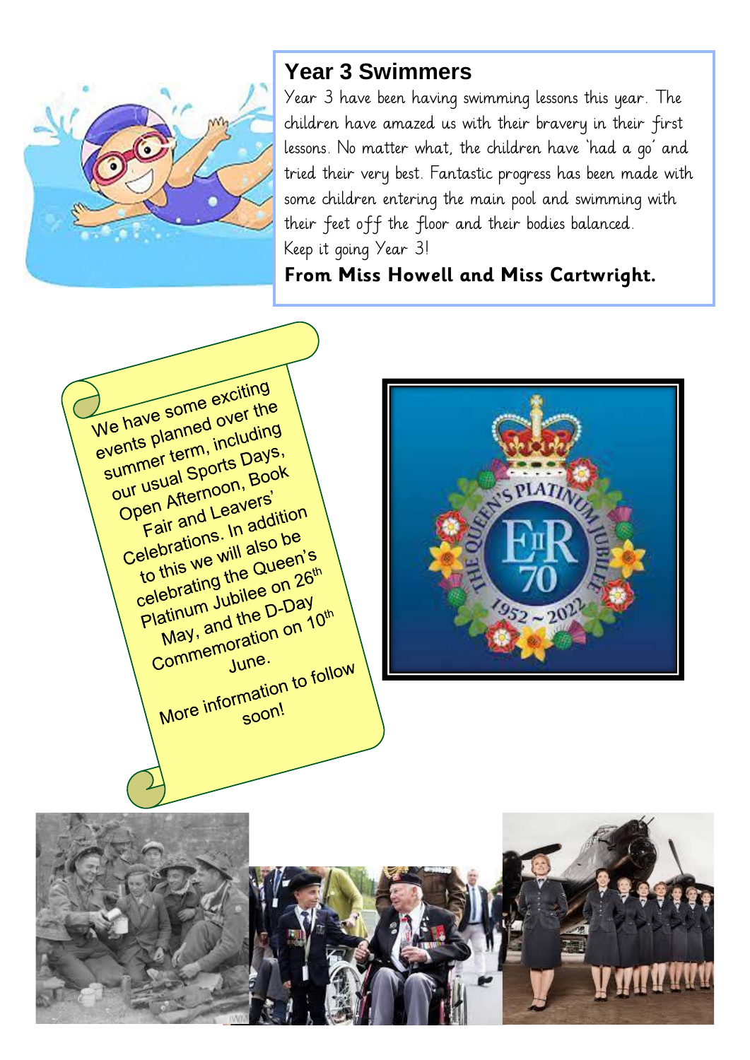## Year 3 Swimmers

Year 3 have been having swimming lessons this year. The children have amazed us with their bravery in their first lessons. No matter what, the children have 'had a go' and tried their very best. Fantastic progress has been made with some children entering the main pool and swimming with their feet off the floor and their bodies balanced.

Keep it going Year 3!

**From Miss Howell and Miss Cartwright.**

We have some exciting events planned over the summer term, including our usual Sports Days, Open Afternoon, Book Fair and Leavers' Celebrations. In addition to this we will also be celebrating the Queen's Platinum Jubilee on 26th May, and the D-Day Commemoration on 10th June.

More information to follow soon!